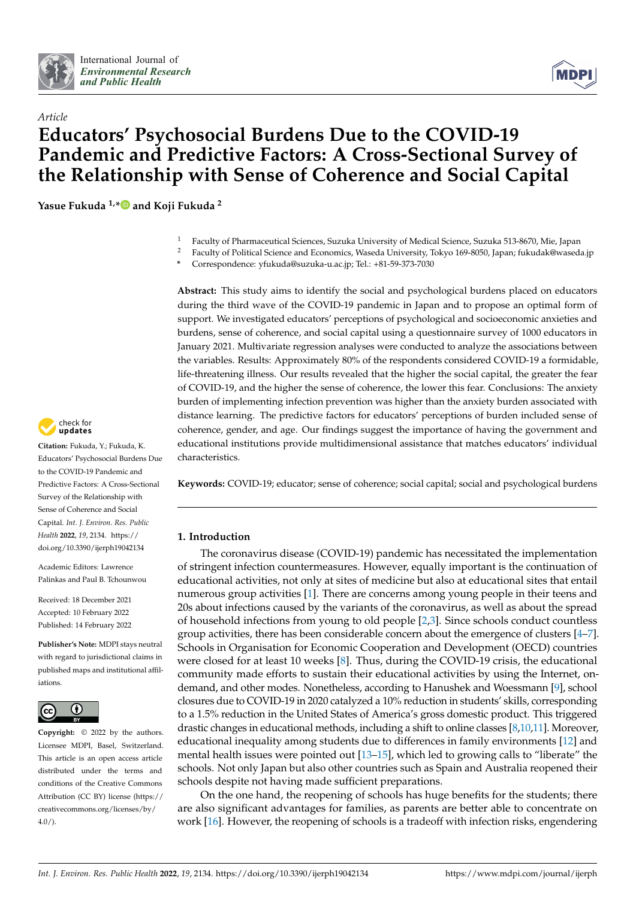International Journal of *Environmental Research and Public Health*

*Article*

# Educators' Psychosocial Burdens Due to the COVID-19 Pandemic and Predictive Factors: A Cross-Sectional Survey of the Relationship with Sense of Coherence and Social Capital

**Yasue Fukuda [1,*] and Koji Fukuda [2]**

[1] Faculty of Pharmaceutical Sciences, Suzuka University of Medical Science, Suzuka 513-8670, Mie, Japan
[2] Faculty of Political Science and Economics, Waseda University, Tokyo 169-8050, Japan; fukudak@waseda.jp
[*] Correspondence: yfukuda@suzuka-u.ac.jp; Tel.: +81-59-373-7030

**Abstract:** This study aims to identify the social and psychological burdens placed on educators during the third wave of the COVID-19 pandemic in Japan and to propose an optimal form of support. We investigated educators' perceptions of psychological and socioeconomic anxieties and burdens, sense of coherence, and social capital using a questionnaire survey of 1000 educators in January 2021. Multivariate regression analyses were conducted to analyze the associations between the variables. Results: Approximately 80% of the respondents considered COVID-19 a formidable, life-threatening illness. Our results revealed that the higher the social capital, the greater the fear of COVID-19, and the higher the sense of coherence, the lower this fear. Conclusions: The anxiety burden of implementing infection prevention was higher than the anxiety burden associated with distance learning. The predictive factors for educators' perceptions of burden included sense of coherence, gender, and age. Our findings suggest the importance of having the government and educational institutions provide multidimensional assistance that matches educators' individual characteristics.

**Keywords:** COVID-19; educator; sense of coherence; social capital; social and psychological burdens

**Citation:** Fukuda, Y.; Fukuda, K. Educators' Psychosocial Burdens Due to the COVID-19 Pandemic and Predictive Factors: A Cross-Sectional Survey of the Relationship with Sense of Coherence and Social Capital. *Int. J. Environ. Res. Public Health* **2022**, *19*, 2134. https://doi.org/10.3390/ijerph19042134

Academic Editors: Lawrence Palinkas and Paul B. Tchounwou

Received: 18 December 2021
Accepted: 10 February 2022
Published: 14 February 2022

**Publisher's Note:** MDPI stays neutral with regard to jurisdictional claims in published maps and institutional affiliations.

**Copyright:** © 2022 by the authors. Licensee MDPI, Basel, Switzerland. This article is an open access article distributed under the terms and conditions of the Creative Commons Attribution (CC BY) license (https://creativecommons.org/licenses/by/4.0/).

## 1. Introduction

The coronavirus disease (COVID-19) pandemic has necessitated the implementation of stringent infection countermeasures. However, equally important is the continuation of educational activities, not only at sites of medicine but also at educational sites that entail numerous group activities [1]. There are concerns among young people in their teens and 20s about infections caused by the variants of the coronavirus, as well as about the spread of household infections from young to old people [2,3]. Since schools conduct countless group activities, there has been considerable concern about the emergence of clusters [4–7]. Schools in Organisation for Economic Cooperation and Development (OECD) countries were closed for at least 10 weeks [8]. Thus, during the COVID-19 crisis, the educational community made efforts to sustain their educational activities by using the Internet, on-demand, and other modes. Nonetheless, according to Hanushek and Woessmann [9], school closures due to COVID-19 in 2020 catalyzed a 10% reduction in students' skills, corresponding to a 1.5% reduction in the United States of America's gross domestic product. This triggered drastic changes in educational methods, including a shift to online classes [8,10,11]. Moreover, educational inequality among students due to differences in family environments [12] and mental health issues were pointed out [13–15], which led to growing calls to "liberate" the schools. Not only Japan but also other countries such as Spain and Australia reopened their schools despite not having made sufficient preparations.

On the one hand, the reopening of schools has huge benefits for the students; there are also significant advantages for families, as parents are better able to concentrate on work [16]. However, the reopening of schools is a tradeoff with infection risks, engendering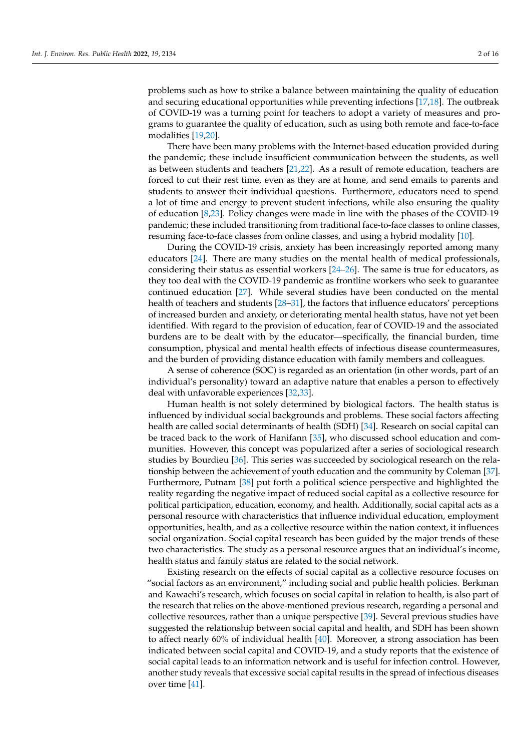problems such as how to strike a balance between maintaining the quality of education and securing educational opportunities while preventing infections [17,18]. The outbreak of COVID-19 was a turning point for teachers to adopt a variety of measures and programs to guarantee the quality of education, such as using both remote and face-to-face modalities [19,20].

There have been many problems with the Internet-based education provided during the pandemic; these include insufficient communication between the students, as well as between students and teachers [21,22]. As a result of remote education, teachers are forced to cut their rest time, even as they are at home, and send emails to parents and students to answer their individual questions. Furthermore, educators need to spend a lot of time and energy to prevent student infections, while also ensuring the quality of education [8,23]. Policy changes were made in line with the phases of the COVID-19 pandemic; these included transitioning from traditional face-to-face classes to online classes, resuming face-to-face classes from online classes, and using a hybrid modality [10].

During the COVID-19 crisis, anxiety has been increasingly reported among many educators [24]. There are many studies on the mental health of medical professionals, considering their status as essential workers [24–26]. The same is true for educators, as they too deal with the COVID-19 pandemic as frontline workers who seek to guarantee continued education [27]. While several studies have been conducted on the mental health of teachers and students [28–31], the factors that influence educators' perceptions of increased burden and anxiety, or deteriorating mental health status, have not yet been identified. With regard to the provision of education, fear of COVID-19 and the associated burdens are to be dealt with by the educator—specifically, the financial burden, time consumption, physical and mental health effects of infectious disease countermeasures, and the burden of providing distance education with family members and colleagues.

A sense of coherence (SOC) is regarded as an orientation (in other words, part of an individual's personality) toward an adaptive nature that enables a person to effectively deal with unfavorable experiences [32,33].

Human health is not solely determined by biological factors. The health status is influenced by individual social backgrounds and problems. These social factors affecting health are called social determinants of health (SDH) [34]. Research on social capital can be traced back to the work of Hanifann [35], who discussed school education and communities. However, this concept was popularized after a series of sociological research studies by Bourdieu [36]. This series was succeeded by sociological research on the relationship between the achievement of youth education and the community by Coleman [37]. Furthermore, Putnam [38] put forth a political science perspective and highlighted the reality regarding the negative impact of reduced social capital as a collective resource for political participation, education, economy, and health. Additionally, social capital acts as a personal resource with characteristics that influence individual education, employment opportunities, health, and as a collective resource within the nation context, it influences social organization. Social capital research has been guided by the major trends of these two characteristics. The study as a personal resource argues that an individual's income, health status and family status are related to the social network.

Existing research on the effects of social capital as a collective resource focuses on "social factors as an environment," including social and public health policies. Berkman and Kawachi's research, which focuses on social capital in relation to health, is also part of the research that relies on the above-mentioned previous research, regarding a personal and collective resources, rather than a unique perspective [39]. Several previous studies have suggested the relationship between social capital and health, and SDH has been shown to affect nearly 60% of individual health [40]. Moreover, a strong association has been indicated between social capital and COVID-19, and a study reports that the existence of social capital leads to an information network and is useful for infection control. However, another study reveals that excessive social capital results in the spread of infectious diseases over time [41].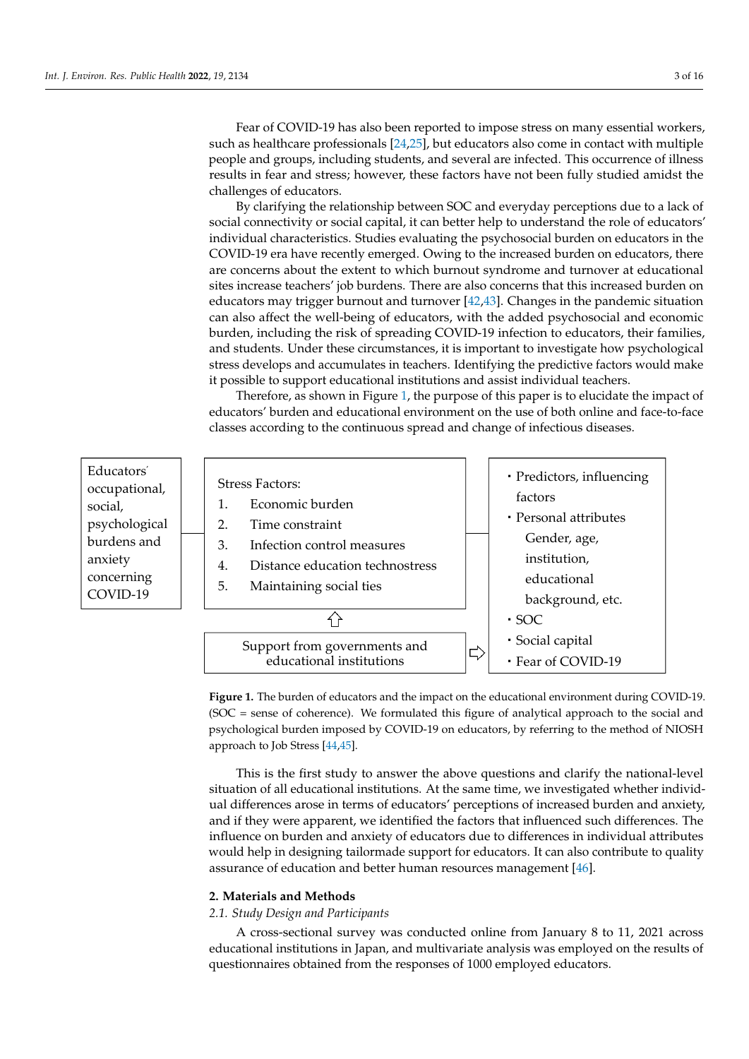Fear of COVID-19 has also been reported to impose stress on many essential workers, such as healthcare professionals [24,25], but educators also come in contact with multiple people and groups, including students, and several are infected. This occurrence of illness results in fear and stress; however, these factors have not been fully studied amidst the challenges of educators.

By clarifying the relationship between SOC and everyday perceptions due to a lack of social connectivity or social capital, it can better help to understand the role of educators' individual characteristics. Studies evaluating the psychosocial burden on educators in the COVID-19 era have recently emerged. Owing to the increased burden on educators, there are concerns about the extent to which burnout syndrome and turnover at educational sites increase teachers' job burdens. There are also concerns that this increased burden on educators may trigger burnout and turnover [42,43]. Changes in the pandemic situation can also affect the well-being of educators, with the added psychosocial and economic burden, including the risk of spreading COVID-19 infection to educators, their families, and students. Under these circumstances, it is important to investigate how psychological stress develops and accumulates in teachers. Identifying the predictive factors would make it possible to support educational institutions and assist individual teachers.

Therefore, as shown in Figure 1, the purpose of this paper is to elucidate the impact of educators' burden and educational environment on the use of both online and face-to-face classes according to the continuous spread and change of infectious diseases.

Educators' occupational, social, psychological burdens and anxiety concerning COVID-19

Stress Factors:
1. Economic burden
2. Time constraint
3. Infection control measures
4. Distance education technostress
5. Maintaining social ties

Support from governments and educational institutions

- Predictors, influencing factors
- Personal attributes
  Gender, age, institution, educational background, etc.
- SOC
- Social capital
- Fear of COVID-19

**Figure 1.** The burden of educators and the impact on the educational environment during COVID-19. (SOC = sense of coherence). We formulated this figure of analytical approach to the social and psychological burden imposed by COVID-19 on educators, by referring to the method of NIOSH approach to Job Stress [44,45].

This is the first study to answer the above questions and clarify the national-level situation of all educational institutions. At the same time, we investigated whether individual differences arose in terms of educators' perceptions of increased burden and anxiety, and if they were apparent, we identified the factors that influenced such differences. The influence on burden and anxiety of educators due to differences in individual attributes would help in designing tailormade support for educators. It can also contribute to quality assurance of education and better human resources management [46].

## 2. Materials and Methods

### 2.1. Study Design and Participants

A cross-sectional survey was conducted online from January 8 to 11, 2021 across educational institutions in Japan, and multivariate analysis was employed on the results of questionnaires obtained from the responses of 1000 employed educators.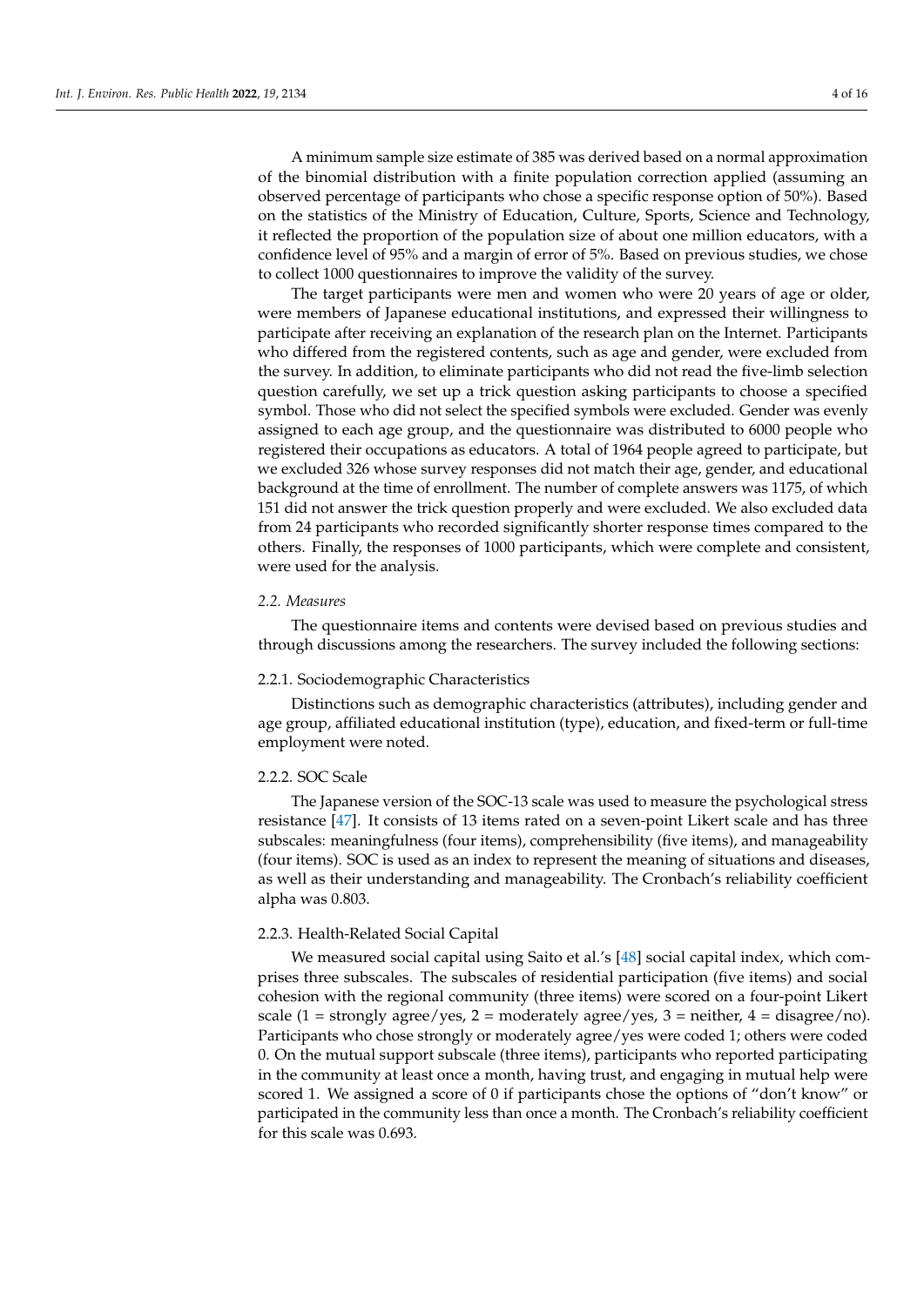A minimum sample size estimate of 385 was derived based on a normal approximation of the binomial distribution with a finite population correction applied (assuming an observed percentage of participants who chose a specific response option of 50%). Based on the statistics of the Ministry of Education, Culture, Sports, Science and Technology, it reflected the proportion of the population size of about one million educators, with a confidence level of 95% and a margin of error of 5%. Based on previous studies, we chose to collect 1000 questionnaires to improve the validity of the survey.

The target participants were men and women who were 20 years of age or older, were members of Japanese educational institutions, and expressed their willingness to participate after receiving an explanation of the research plan on the Internet. Participants who differed from the registered contents, such as age and gender, were excluded from the survey. In addition, to eliminate participants who did not read the five-limb selection question carefully, we set up a trick question asking participants to choose a specified symbol. Those who did not select the specified symbols were excluded. Gender was evenly assigned to each age group, and the questionnaire was distributed to 6000 people who registered their occupations as educators. A total of 1964 people agreed to participate, but we excluded 326 whose survey responses did not match their age, gender, and educational background at the time of enrollment. The number of complete answers was 1175, of which 151 did not answer the trick question properly and were excluded. We also excluded data from 24 participants who recorded significantly shorter response times compared to the others. Finally, the responses of 1000 participants, which were complete and consistent, were used for the analysis.

### *2.2. Measures*

The questionnaire items and contents were devised based on previous studies and through discussions among the researchers. The survey included the following sections:

#### 2.2.1. Sociodemographic Characteristics

Distinctions such as demographic characteristics (attributes), including gender and age group, affiliated educational institution (type), education, and fixed-term or full-time employment were noted.

#### 2.2.2. SOC Scale

The Japanese version of the SOC-13 scale was used to measure the psychological stress resistance [47]. It consists of 13 items rated on a seven-point Likert scale and has three subscales: meaningfulness (four items), comprehensibility (five items), and manageability (four items). SOC is used as an index to represent the meaning of situations and diseases, as well as their understanding and manageability. The Cronbach's reliability coefficient alpha was 0.803.

#### 2.2.3. Health-Related Social Capital

We measured social capital using Saito et al.'s [48] social capital index, which comprises three subscales. The subscales of residential participation (five items) and social cohesion with the regional community (three items) were scored on a four-point Likert scale (1 = strongly agree/yes, 2 = moderately agree/yes, 3 = neither, 4 = disagree/no). Participants who chose strongly or moderately agree/yes were coded 1; others were coded 0. On the mutual support subscale (three items), participants who reported participating in the community at least once a month, having trust, and engaging in mutual help were scored 1. We assigned a score of 0 if participants chose the options of "don't know" or participated in the community less than once a month. The Cronbach's reliability coefficient for this scale was 0.693.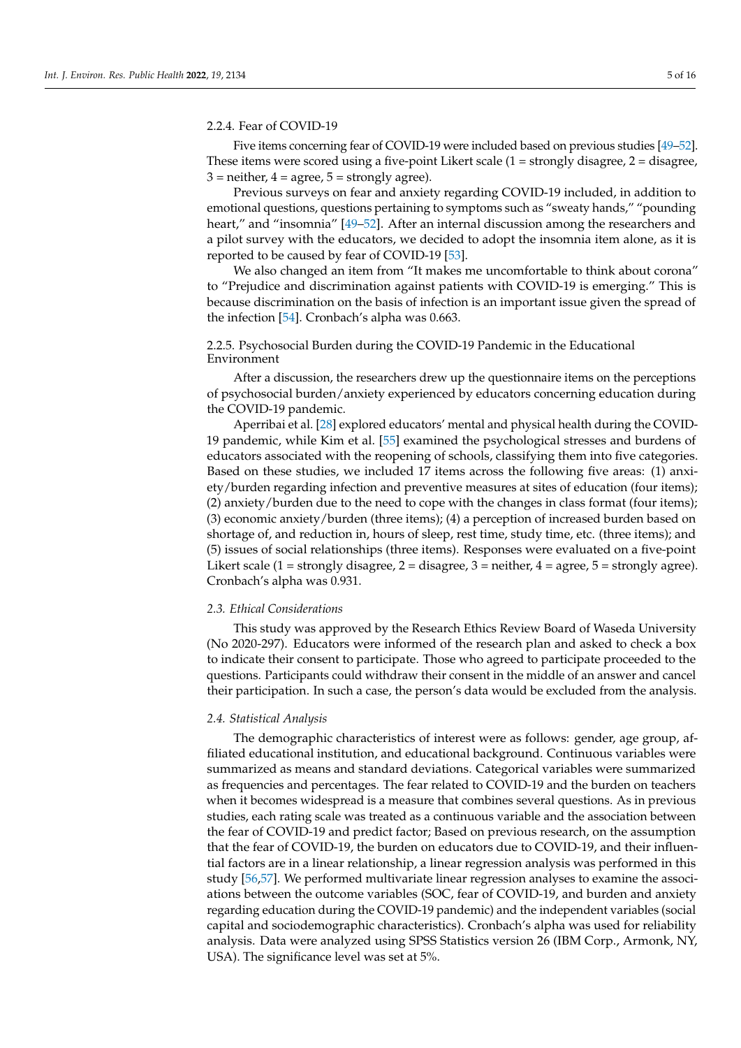#### 2.2.4. Fear of COVID-19

Five items concerning fear of COVID-19 were included based on previous studies [49–52]. These items were scored using a five-point Likert scale (1 = strongly disagree, 2 = disagree, 3 = neither, 4 = agree, 5 = strongly agree).

Previous surveys on fear and anxiety regarding COVID-19 included, in addition to emotional questions, questions pertaining to symptoms such as "sweaty hands," "pounding heart," and "insomnia" [49–52]. After an internal discussion among the researchers and a pilot survey with the educators, we decided to adopt the insomnia item alone, as it is reported to be caused by fear of COVID-19 [53].

We also changed an item from "It makes me uncomfortable to think about corona" to "Prejudice and discrimination against patients with COVID-19 is emerging." This is because discrimination on the basis of infection is an important issue given the spread of the infection [54]. Cronbach's alpha was 0.663.

#### 2.2.5. Psychosocial Burden during the COVID-19 Pandemic in the Educational Environment

After a discussion, the researchers drew up the questionnaire items on the perceptions of psychosocial burden/anxiety experienced by educators concerning education during the COVID-19 pandemic.

Aperribai et al. [28] explored educators' mental and physical health during the COVID-19 pandemic, while Kim et al. [55] examined the psychological stresses and burdens of educators associated with the reopening of schools, classifying them into five categories. Based on these studies, we included 17 items across the following five areas: (1) anxiety/burden regarding infection and preventive measures at sites of education (four items); (2) anxiety/burden due to the need to cope with the changes in class format (four items); (3) economic anxiety/burden (three items); (4) a perception of increased burden based on shortage of, and reduction in, hours of sleep, rest time, study time, etc. (three items); and (5) issues of social relationships (three items). Responses were evaluated on a five-point Likert scale (1 = strongly disagree, 2 = disagree, 3 = neither, 4 = agree, 5 = strongly agree). Cronbach's alpha was 0.931.

### *2.3. Ethical Considerations*

This study was approved by the Research Ethics Review Board of Waseda University (No 2020-297). Educators were informed of the research plan and asked to check a box to indicate their consent to participate. Those who agreed to participate proceeded to the questions. Participants could withdraw their consent in the middle of an answer and cancel their participation. In such a case, the person's data would be excluded from the analysis.

### *2.4. Statistical Analysis*

The demographic characteristics of interest were as follows: gender, age group, affiliated educational institution, and educational background. Continuous variables were summarized as means and standard deviations. Categorical variables were summarized as frequencies and percentages. The fear related to COVID-19 and the burden on teachers when it becomes widespread is a measure that combines several questions. As in previous studies, each rating scale was treated as a continuous variable and the association between the fear of COVID-19 and predict factor; Based on previous research, on the assumption that the fear of COVID-19, the burden on educators due to COVID-19, and their influential factors are in a linear relationship, a linear regression analysis was performed in this study [56,57]. We performed multivariate linear regression analyses to examine the associations between the outcome variables (SOC, fear of COVID-19, and burden and anxiety regarding education during the COVID-19 pandemic) and the independent variables (social capital and sociodemographic characteristics). Cronbach's alpha was used for reliability analysis. Data were analyzed using SPSS Statistics version 26 (IBM Corp., Armonk, NY, USA). The significance level was set at 5%.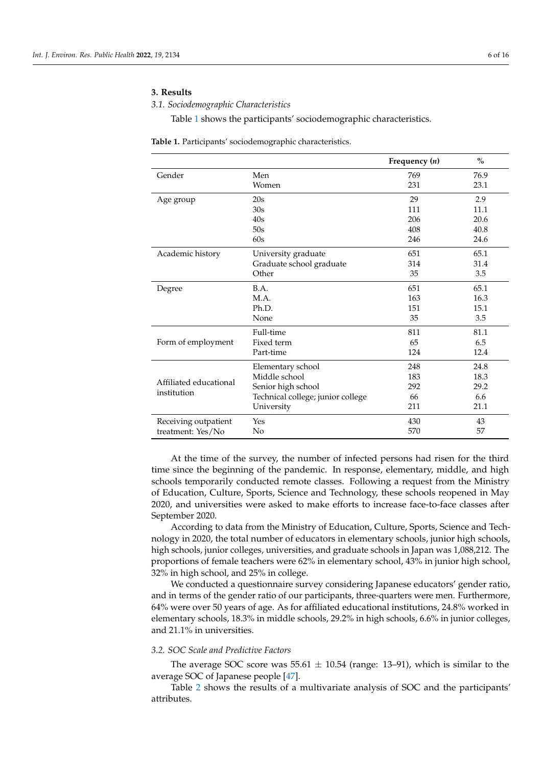## 3. Results

### 3.1. Sociodemographic Characteristics

Table 1 shows the participants' sociodemographic characteristics.

**Table 1.** Participants' sociodemographic characteristics.

| | | Frequency (*n*) | % |
|---|---|---|---|
| Gender | Men | 769 | 76.9 |
| | Women | 231 | 23.1 |
| Age group | 20s | 29 | 2.9 |
| | 30s | 111 | 11.1 |
| | 40s | 206 | 20.6 |
| | 50s | 408 | 40.8 |
| | 60s | 246 | 24.6 |
| Academic history | University graduate | 651 | 65.1 |
| | Graduate school graduate | 314 | 31.4 |
| | Other | 35 | 3.5 |
| Degree | B.A. | 651 | 65.1 |
| | M.A. | 163 | 16.3 |
| | Ph.D. | 151 | 15.1 |
| | None | 35 | 3.5 |
| Form of employment | Full-time | 811 | 81.1 |
| | Fixed term | 65 | 6.5 |
| | Part-time | 124 | 12.4 |
| Affiliated educational institution | Elementary school | 248 | 24.8 |
| | Middle school | 183 | 18.3 |
| | Senior high school | 292 | 29.2 |
| | Technical college; junior college | 66 | 6.6 |
| | University | 211 | 21.1 |
| Receiving outpatient treatment: Yes/No | Yes | 430 | 43 |
| | No | 570 | 57 |

At the time of the survey, the number of infected persons had risen for the third time since the beginning of the pandemic. In response, elementary, middle, and high schools temporarily conducted remote classes. Following a request from the Ministry of Education, Culture, Sports, Science and Technology, these schools reopened in May 2020, and universities were asked to make efforts to increase face-to-face classes after September 2020.

According to data from the Ministry of Education, Culture, Sports, Science and Technology in 2020, the total number of educators in elementary schools, junior high schools, high schools, junior colleges, universities, and graduate schools in Japan was 1,088,212. The proportions of female teachers were 62% in elementary school, 43% in junior high school, 32% in high school, and 25% in college.

We conducted a questionnaire survey considering Japanese educators' gender ratio, and in terms of the gender ratio of our participants, three-quarters were men. Furthermore, 64% were over 50 years of age. As for affiliated educational institutions, 24.8% worked in elementary schools, 18.3% in middle schools, 29.2% in high schools, 6.6% in junior colleges, and 21.1% in universities.

### 3.2. SOC Scale and Predictive Factors

The average SOC score was $55.61 \pm 10.54$ (range: 13–91), which is similar to the average SOC of Japanese people [47].

Table 2 shows the results of a multivariate analysis of SOC and the participants' attributes.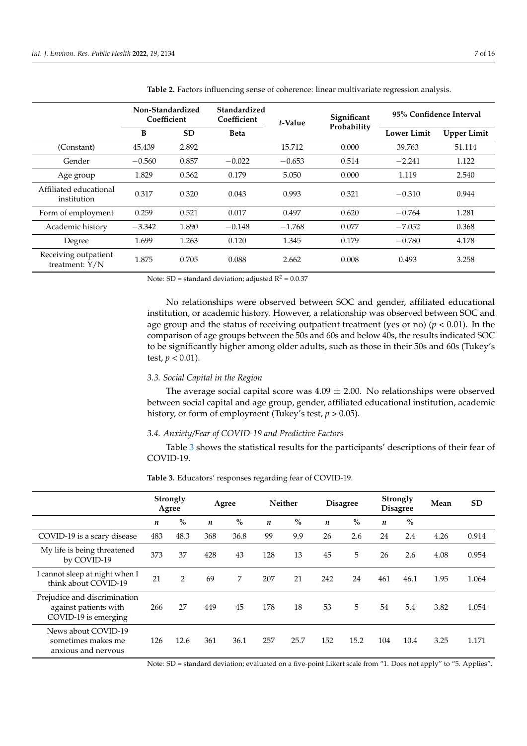**Table 2.** Factors influencing sense of coherence: linear multivariate regression analysis.

| | Non-Standardized Coefficient | | Standardized Coefficient | *t*-Value | Significant Probability | 95% Confidence Interval | |
|---|---|---|---|---|---|---|---|
| | B | SD | Beta | | | Lower Limit | Upper Limit |
| (Constant) | 45.439 | 2.892 | | 15.712 | 0.000 | 39.763 | 51.114 |
| Gender | −0.560 | 0.857 | −0.022 | −0.653 | 0.514 | −2.241 | 1.122 |
| Age group | 1.829 | 0.362 | 0.179 | 5.050 | 0.000 | 1.119 | 2.540 |
| Affiliated educational institution | 0.317 | 0.320 | 0.043 | 0.993 | 0.321 | −0.310 | 0.944 |
| Form of employment | 0.259 | 0.521 | 0.017 | 0.497 | 0.620 | −0.764 | 1.281 |
| Academic history | −3.342 | 1.890 | −0.148 | −1.768 | 0.077 | −7.052 | 0.368 |
| Degree | 1.699 | 1.263 | 0.120 | 1.345 | 0.179 | −0.780 | 4.178 |
| Receiving outpatient treatment: Y/N | 1.875 | 0.705 | 0.088 | 2.662 | 0.008 | 0.493 | 3.258 |

Note: SD = standard deviation; adjusted $R^2$ = 0.0.37

No relationships were observed between SOC and gender, affiliated educational institution, or academic history. However, a relationship was observed between SOC and age group and the status of receiving outpatient treatment (yes or no) ($p < 0.01$). In the comparison of age groups between the 50s and 60s and below 40s, the results indicated SOC to be significantly higher among older adults, such as those in their 50s and 60s (Tukey's test, $p < 0.01$).

### *3.3. Social Capital in the Region*

The average social capital score was $4.09 \pm 2.00$. No relationships were observed between social capital and age group, gender, affiliated educational institution, academic history, or form of employment (Tukey's test, $p > 0.05$).

### *3.4. Anxiety/Fear of COVID-19 and Predictive Factors*

Table 3 shows the statistical results for the participants' descriptions of their fear of COVID-19.

**Table 3.** Educators' responses regarding fear of COVID-19.

| | Strongly Agree | | Agree | | Neither | | Disagree | | Strongly Disagree | | Mean | SD |
|---|---|---|---|---|---|---|---|---|---|---|---|---|
| | *n* | % | *n* | % | *n* | % | *n* | % | *n* | % | | |
| COVID-19 is a scary disease | 483 | 48.3 | 368 | 36.8 | 99 | 9.9 | 26 | 2.6 | 24 | 2.4 | 4.26 | 0.914 |
| My life is being threatened by COVID-19 | 373 | 37 | 428 | 43 | 128 | 13 | 45 | 5 | 26 | 2.6 | 4.08 | 0.954 |
| I cannot sleep at night when I think about COVID-19 | 21 | 2 | 69 | 7 | 207 | 21 | 242 | 24 | 461 | 46.1 | 1.95 | 1.064 |
| Prejudice and discrimination against patients with COVID-19 is emerging | 266 | 27 | 449 | 45 | 178 | 18 | 53 | 5 | 54 | 5.4 | 3.82 | 1.054 |
| News about COVID-19 sometimes makes me anxious and nervous | 126 | 12.6 | 361 | 36.1 | 257 | 25.7 | 152 | 15.2 | 104 | 10.4 | 3.25 | 1.171 |

Note: SD = standard deviation; evaluated on a five-point Likert scale from "1. Does not apply" to "5. Applies".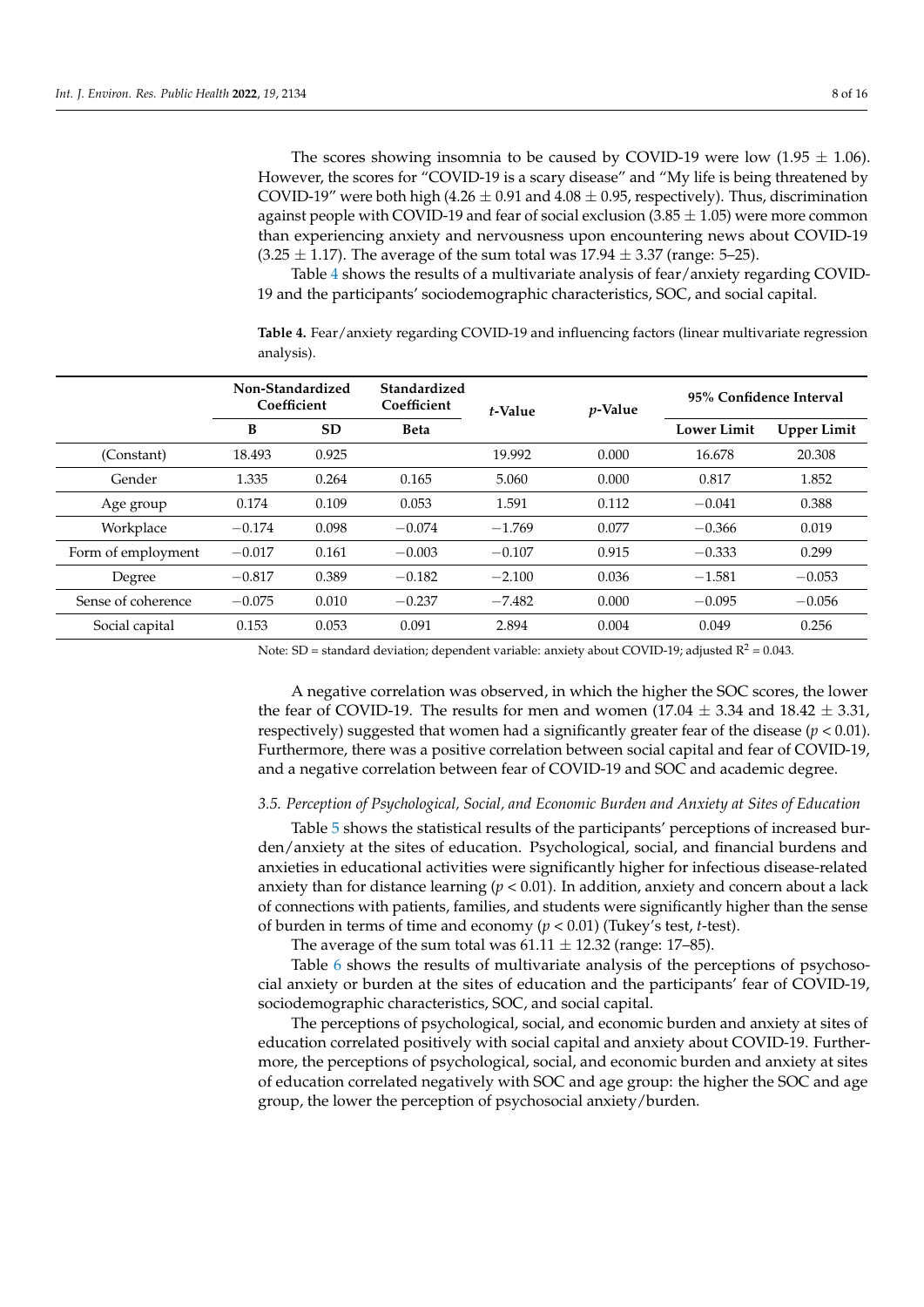The scores showing insomnia to be caused by COVID-19 were low ($1.95 \pm 1.06$). However, the scores for "COVID-19 is a scary disease" and "My life is being threatened by COVID-19" were both high ($4.26 \pm 0.91$ and $4.08 \pm 0.95$, respectively). Thus, discrimination against people with COVID-19 and fear of social exclusion ($3.85 \pm 1.05$) were more common than experiencing anxiety and nervousness upon encountering news about COVID-19 ($3.25 \pm 1.17$). The average of the sum total was $17.94 \pm 3.37$ (range: 5–25).

Table 4 shows the results of a multivariate analysis of fear/anxiety regarding COVID-19 and the participants' sociodemographic characteristics, SOC, and social capital.

**Table 4.** Fear/anxiety regarding COVID-19 and influencing factors (linear multivariate regression analysis).

| | Non-Standardized Coefficient | | Standardized Coefficient | *t*-Value | *p*-Value | 95% Confidence Interval | |
|---|---|---|---|---|---|---|---|
| | B | SD | Beta | | | Lower Limit | Upper Limit |
| (Constant) | 18.493 | 0.925 | | 19.992 | 0.000 | 16.678 | 20.308 |
| Gender | 1.335 | 0.264 | 0.165 | 5.060 | 0.000 | 0.817 | 1.852 |
| Age group | 0.174 | 0.109 | 0.053 | 1.591 | 0.112 | −0.041 | 0.388 |
| Workplace | −0.174 | 0.098 | −0.074 | −1.769 | 0.077 | −0.366 | 0.019 |
| Form of employment | −0.017 | 0.161 | −0.003 | −0.107 | 0.915 | −0.333 | 0.299 |
| Degree | −0.817 | 0.389 | −0.182 | −2.100 | 0.036 | −1.581 | −0.053 |
| Sense of coherence | −0.075 | 0.010 | −0.237 | −7.482 | 0.000 | −0.095 | −0.056 |
| Social capital | 0.153 | 0.053 | 0.091 | 2.894 | 0.004 | 0.049 | 0.256 |

Note: SD = standard deviation; dependent variable: anxiety about COVID-19; adjusted $R^2 = 0.043$.

A negative correlation was observed, in which the higher the SOC scores, the lower the fear of COVID-19. The results for men and women ($17.04 \pm 3.34$ and $18.42 \pm 3.31$, respectively) suggested that women had a significantly greater fear of the disease ($p < 0.01$). Furthermore, there was a positive correlation between social capital and fear of COVID-19, and a negative correlation between fear of COVID-19 and SOC and academic degree.

### *3.5. Perception of Psychological, Social, and Economic Burden and Anxiety at Sites of Education*

Table 5 shows the statistical results of the participants' perceptions of increased burden/anxiety at the sites of education. Psychological, social, and financial burdens and anxieties in educational activities were significantly higher for infectious disease-related anxiety than for distance learning ($p < 0.01$). In addition, anxiety and concern about a lack of connections with patients, families, and students were significantly higher than the sense of burden in terms of time and economy ($p < 0.01$) (Tukey's test, *t*-test).

The average of the sum total was $61.11 \pm 12.32$ (range: 17–85).

Table 6 shows the results of multivariate analysis of the perceptions of psychosocial anxiety or burden at the sites of education and the participants' fear of COVID-19, sociodemographic characteristics, SOC, and social capital.

The perceptions of psychological, social, and economic burden and anxiety at sites of education correlated positively with social capital and anxiety about COVID-19. Furthermore, the perceptions of psychological, social, and economic burden and anxiety at sites of education correlated negatively with SOC and age group: the higher the SOC and age group, the lower the perception of psychosocial anxiety/burden.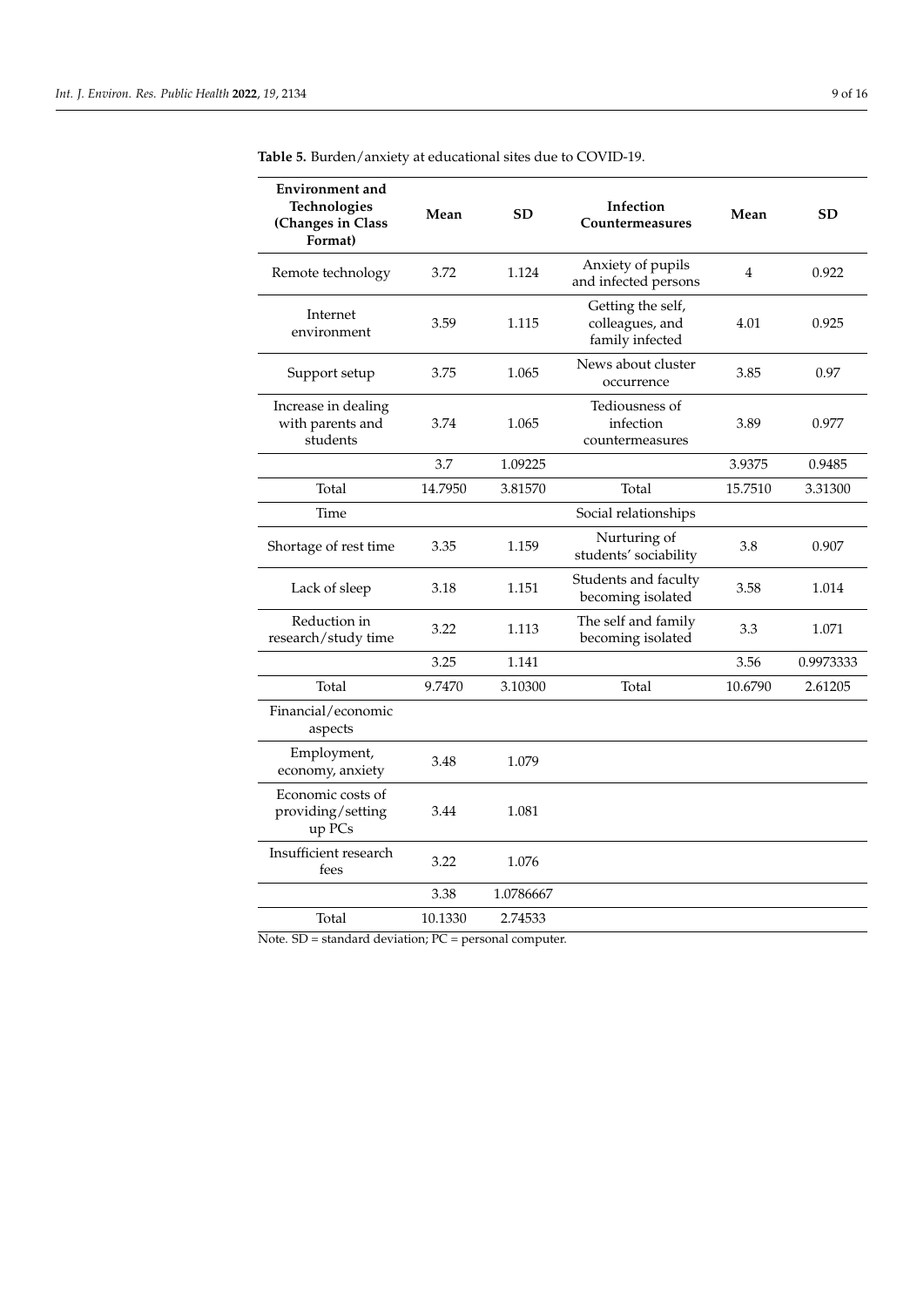**Table 5.** Burden/anxiety at educational sites due to COVID-19.

| Environment and Technologies (Changes in Class Format) | Mean | SD | Infection Countermeasures | Mean | SD |
|---|---|---|---|---|---|
| Remote technology | 3.72 | 1.124 | Anxiety of pupils and infected persons | 4 | 0.922 |
| Internet environment | 3.59 | 1.115 | Getting the self, colleagues, and family infected | 4.01 | 0.925 |
| Support setup | 3.75 | 1.065 | News about cluster occurrence | 3.85 | 0.97 |
| Increase in dealing with parents and students | 3.74 | 1.065 | Tediousness of infection countermeasures | 3.89 | 0.977 |
| | 3.7 | 1.09225 | | 3.9375 | 0.9485 |
| Total | 14.7950 | 3.81570 | Total | 15.7510 | 3.31300 |
| Time | | | Social relationships | | |
| Shortage of rest time | 3.35 | 1.159 | Nurturing of students' sociability | 3.8 | 0.907 |
| Lack of sleep | 3.18 | 1.151 | Students and faculty becoming isolated | 3.58 | 1.014 |
| Reduction in research/study time | 3.22 | 1.113 | The self and family becoming isolated | 3.3 | 1.071 |
| | 3.25 | 1.141 | | 3.56 | 0.9973333 |
| Total | 9.7470 | 3.10300 | Total | 10.6790 | 2.61205 |
| Financial/economic aspects | | | | | |
| Employment, economy, anxiety | 3.48 | 1.079 | | | |
| Economic costs of providing/setting up PCs | 3.44 | 1.081 | | | |
| Insufficient research fees | 3.22 | 1.076 | | | |
| | 3.38 | 1.0786667 | | | |
| Total | 10.1330 | 2.74533 | | | |

Note. SD = standard deviation; PC = personal computer.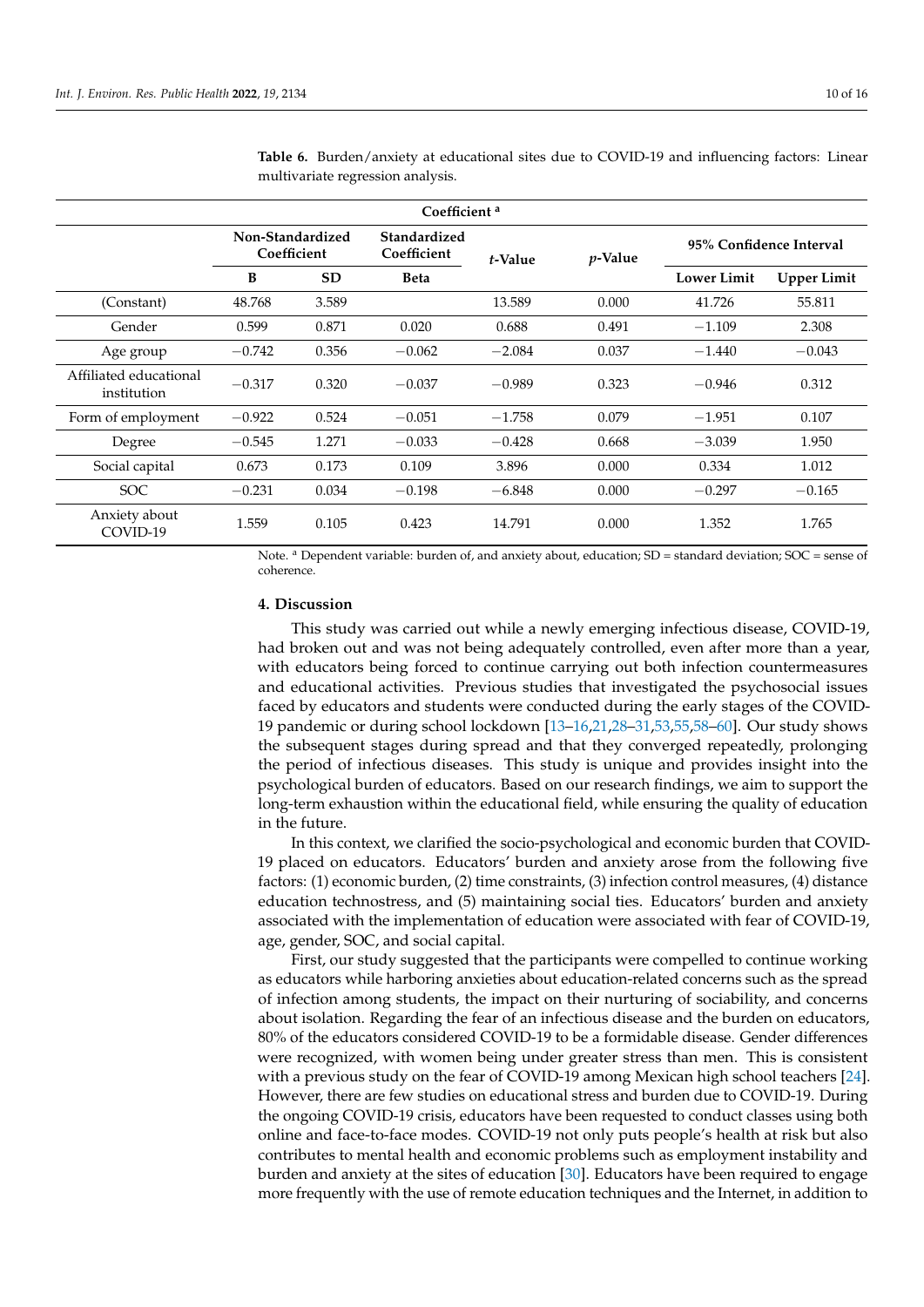**Table 6.** Burden/anxiety at educational sites due to COVID-19 and influencing factors: Linear multivariate regression analysis.

| Coefficient [a] | | | | | | | |
|---|---|---|---|---|---|---|---|
| | Non-Standardized Coefficient | | Standardized Coefficient | *t*-Value | *p*-Value | 95% Confidence Interval | |
| | B | SD | Beta | | | Lower Limit | Upper Limit |
| (Constant) | 48.768 | 3.589 | | 13.589 | 0.000 | 41.726 | 55.811 |
| Gender | 0.599 | 0.871 | 0.020 | 0.688 | 0.491 | −1.109 | 2.308 |
| Age group | −0.742 | 0.356 | −0.062 | −2.084 | 0.037 | −1.440 | −0.043 |
| Affiliated educational institution | −0.317 | 0.320 | −0.037 | −0.989 | 0.323 | −0.946 | 0.312 |
| Form of employment | −0.922 | 0.524 | −0.051 | −1.758 | 0.079 | −1.951 | 0.107 |
| Degree | −0.545 | 1.271 | −0.033 | −0.428 | 0.668 | −3.039 | 1.950 |
| Social capital | 0.673 | 0.173 | 0.109 | 3.896 | 0.000 | 0.334 | 1.012 |
| SOC | −0.231 | 0.034 | −0.198 | −6.848 | 0.000 | −0.297 | −0.165 |
| Anxiety about COVID-19 | 1.559 | 0.105 | 0.423 | 14.791 | 0.000 | 1.352 | 1.765 |

Note. [a] Dependent variable: burden of, and anxiety about, education; SD = standard deviation; SOC = sense of coherence.

## 4. Discussion

This study was carried out while a newly emerging infectious disease, COVID-19, had broken out and was not being adequately controlled, even after more than a year, with educators being forced to continue carrying out both infection countermeasures and educational activities. Previous studies that investigated the psychosocial issues faced by educators and students were conducted during the early stages of the COVID-19 pandemic or during school lockdown [13–16,21,28–31,53,55,58–60]. Our study shows the subsequent stages during spread and that they converged repeatedly, prolonging the period of infectious diseases. This study is unique and provides insight into the psychological burden of educators. Based on our research findings, we aim to support the long-term exhaustion within the educational field, while ensuring the quality of education in the future.

In this context, we clarified the socio-psychological and economic burden that COVID-19 placed on educators. Educators' burden and anxiety arose from the following five factors: (1) economic burden, (2) time constraints, (3) infection control measures, (4) distance education technostress, and (5) maintaining social ties. Educators' burden and anxiety associated with the implementation of education were associated with fear of COVID-19, age, gender, SOC, and social capital.

First, our study suggested that the participants were compelled to continue working as educators while harboring anxieties about education-related concerns such as the spread of infection among students, the impact on their nurturing of sociability, and concerns about isolation. Regarding the fear of an infectious disease and the burden on educators, 80% of the educators considered COVID-19 to be a formidable disease. Gender differences were recognized, with women being under greater stress than men. This is consistent with a previous study on the fear of COVID-19 among Mexican high school teachers [24]. However, there are few studies on educational stress and burden due to COVID-19. During the ongoing COVID-19 crisis, educators have been requested to conduct classes using both online and face-to-face modes. COVID-19 not only puts people's health at risk but also contributes to mental health and economic problems such as employment instability and burden and anxiety at the sites of education [30]. Educators have been required to engage more frequently with the use of remote education techniques and the Internet, in addition to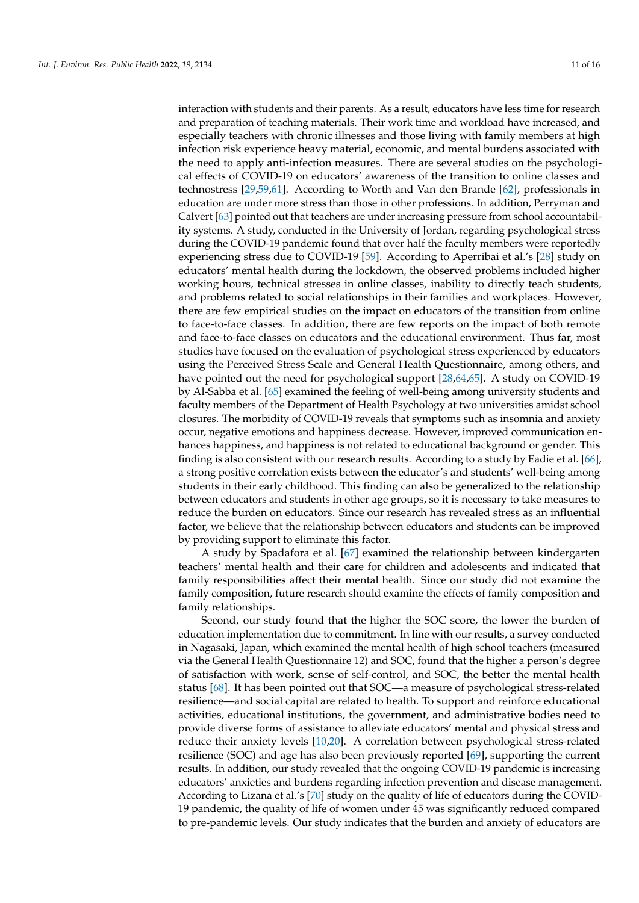interaction with students and their parents. As a result, educators have less time for research and preparation of teaching materials. Their work time and workload have increased, and especially teachers with chronic illnesses and those living with family members at high infection risk experience heavy material, economic, and mental burdens associated with the need to apply anti-infection measures. There are several studies on the psychological effects of COVID-19 on educators' awareness of the transition to online classes and technostress [29,59,61]. According to Worth and Van den Brande [62], professionals in education are under more stress than those in other professions. In addition, Perryman and Calvert [63] pointed out that teachers are under increasing pressure from school accountability systems. A study, conducted in the University of Jordan, regarding psychological stress during the COVID-19 pandemic found that over half the faculty members were reportedly experiencing stress due to COVID-19 [59]. According to Aperribai et al.'s [28] study on educators' mental health during the lockdown, the observed problems included higher working hours, technical stresses in online classes, inability to directly teach students, and problems related to social relationships in their families and workplaces. However, there are few empirical studies on the impact on educators of the transition from online to face-to-face classes. In addition, there are few reports on the impact of both remote and face-to-face classes on educators and the educational environment. Thus far, most studies have focused on the evaluation of psychological stress experienced by educators using the Perceived Stress Scale and General Health Questionnaire, among others, and have pointed out the need for psychological support [28,64,65]. A study on COVID-19 by Al-Sabba et al. [65] examined the feeling of well-being among university students and faculty members of the Department of Health Psychology at two universities amidst school closures. The morbidity of COVID-19 reveals that symptoms such as insomnia and anxiety occur, negative emotions and happiness decrease. However, improved communication enhances happiness, and happiness is not related to educational background or gender. This finding is also consistent with our research results. According to a study by Eadie et al. [66], a strong positive correlation exists between the educator's and students' well-being among students in their early childhood. This finding can also be generalized to the relationship between educators and students in other age groups, so it is necessary to take measures to reduce the burden on educators. Since our research has revealed stress as an influential factor, we believe that the relationship between educators and students can be improved by providing support to eliminate this factor.

A study by Spadafora et al. [67] examined the relationship between kindergarten teachers' mental health and their care for children and adolescents and indicated that family responsibilities affect their mental health. Since our study did not examine the family composition, future research should examine the effects of family composition and family relationships.

Second, our study found that the higher the SOC score, the lower the burden of education implementation due to commitment. In line with our results, a survey conducted in Nagasaki, Japan, which examined the mental health of high school teachers (measured via the General Health Questionnaire 12) and SOC, found that the higher a person's degree of satisfaction with work, sense of self-control, and SOC, the better the mental health status [68]. It has been pointed out that SOC—a measure of psychological stress-related resilience—and social capital are related to health. To support and reinforce educational activities, educational institutions, the government, and administrative bodies need to provide diverse forms of assistance to alleviate educators' mental and physical stress and reduce their anxiety levels [10,20]. A correlation between psychological stress-related resilience (SOC) and age has also been previously reported [69], supporting the current results. In addition, our study revealed that the ongoing COVID-19 pandemic is increasing educators' anxieties and burdens regarding infection prevention and disease management. According to Lizana et al.'s [70] study on the quality of life of educators during the COVID-19 pandemic, the quality of life of women under 45 was significantly reduced compared to pre-pandemic levels. Our study indicates that the burden and anxiety of educators are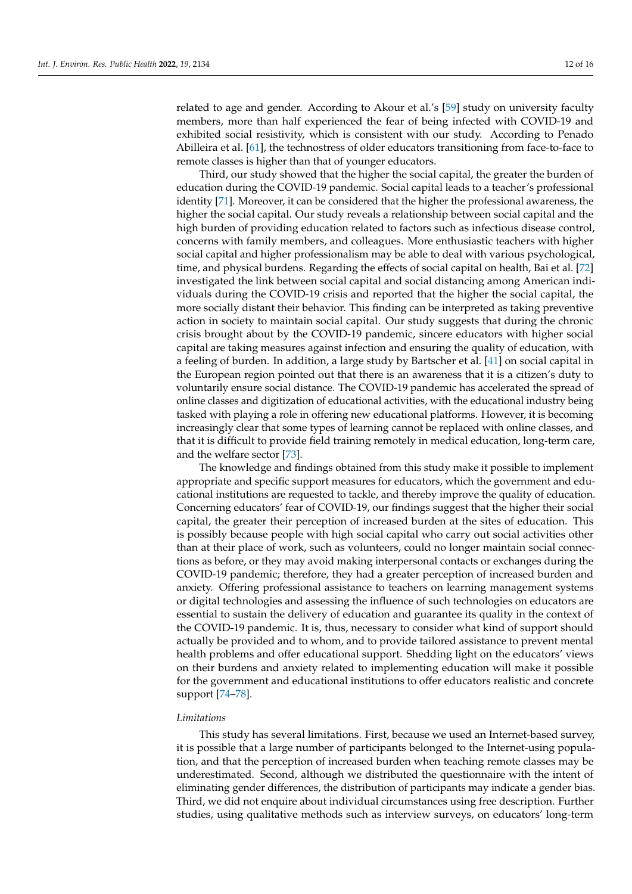related to age and gender. According to Akour et al.'s [59] study on university faculty members, more than half experienced the fear of being infected with COVID-19 and exhibited social resistivity, which is consistent with our study. According to Penado Abilleira et al. [61], the technostress of older educators transitioning from face-to-face to remote classes is higher than that of younger educators.

Third, our study showed that the higher the social capital, the greater the burden of education during the COVID-19 pandemic. Social capital leads to a teacher's professional identity [71]. Moreover, it can be considered that the higher the professional awareness, the higher the social capital. Our study reveals a relationship between social capital and the high burden of providing education related to factors such as infectious disease control, concerns with family members, and colleagues. More enthusiastic teachers with higher social capital and higher professionalism may be able to deal with various psychological, time, and physical burdens. Regarding the effects of social capital on health, Bai et al. [72] investigated the link between social capital and social distancing among American individuals during the COVID-19 crisis and reported that the higher the social capital, the more socially distant their behavior. This finding can be interpreted as taking preventive action in society to maintain social capital. Our study suggests that during the chronic crisis brought about by the COVID-19 pandemic, sincere educators with higher social capital are taking measures against infection and ensuring the quality of education, with a feeling of burden. In addition, a large study by Bartscher et al. [41] on social capital in the European region pointed out that there is an awareness that it is a citizen's duty to voluntarily ensure social distance. The COVID-19 pandemic has accelerated the spread of online classes and digitization of educational activities, with the educational industry being tasked with playing a role in offering new educational platforms. However, it is becoming increasingly clear that some types of learning cannot be replaced with online classes, and that it is difficult to provide field training remotely in medical education, long-term care, and the welfare sector [73].

The knowledge and findings obtained from this study make it possible to implement appropriate and specific support measures for educators, which the government and educational institutions are requested to tackle, and thereby improve the quality of education. Concerning educators' fear of COVID-19, our findings suggest that the higher their social capital, the greater their perception of increased burden at the sites of education. This is possibly because people with high social capital who carry out social activities other than at their place of work, such as volunteers, could no longer maintain social connections as before, or they may avoid making interpersonal contacts or exchanges during the COVID-19 pandemic; therefore, they had a greater perception of increased burden and anxiety. Offering professional assistance to teachers on learning management systems or digital technologies and assessing the influence of such technologies on educators are essential to sustain the delivery of education and guarantee its quality in the context of the COVID-19 pandemic. It is, thus, necessary to consider what kind of support should actually be provided and to whom, and to provide tailored assistance to prevent mental health problems and offer educational support. Shedding light on the educators' views on their burdens and anxiety related to implementing education will make it possible for the government and educational institutions to offer educators realistic and concrete support [74–78].

*Limitations*

This study has several limitations. First, because we used an Internet-based survey, it is possible that a large number of participants belonged to the Internet-using population, and that the perception of increased burden when teaching remote classes may be underestimated. Second, although we distributed the questionnaire with the intent of eliminating gender differences, the distribution of participants may indicate a gender bias. Third, we did not enquire about individual circumstances using free description. Further studies, using qualitative methods such as interview surveys, on educators' long-term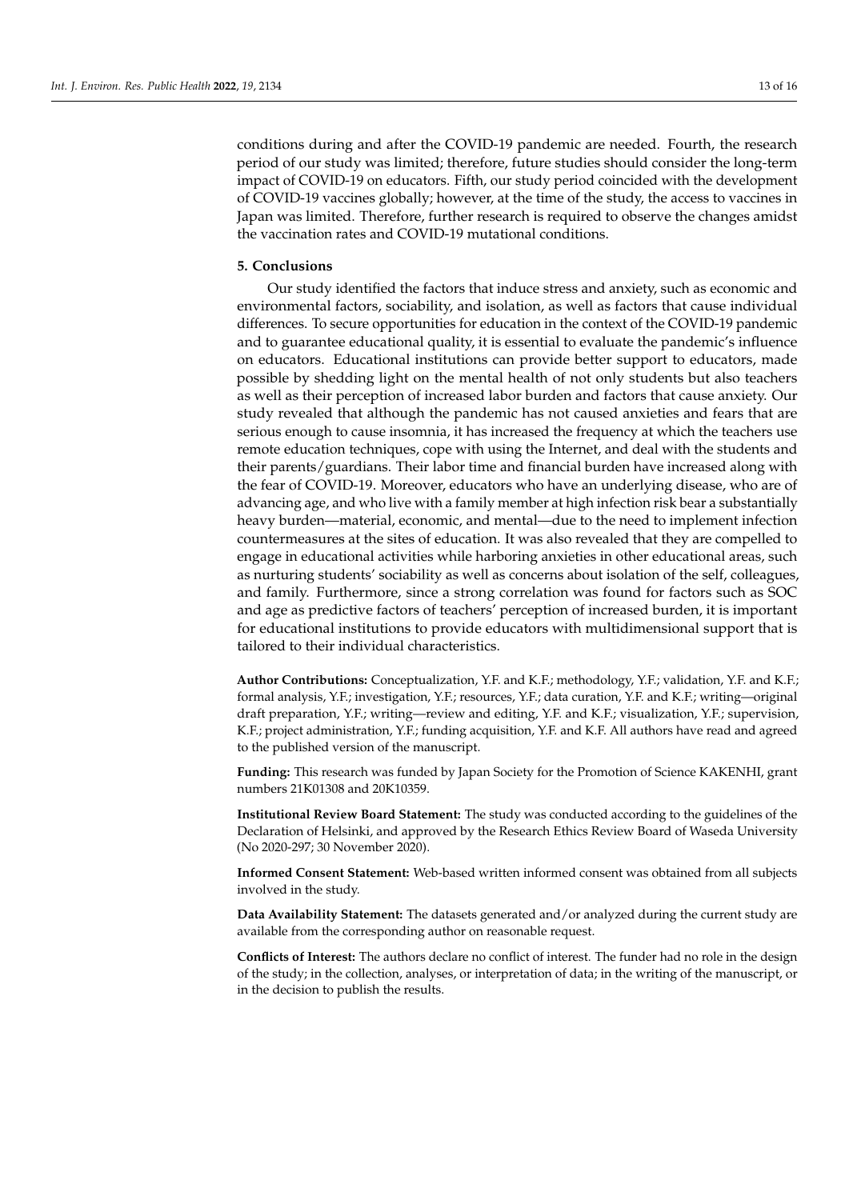conditions during and after the COVID-19 pandemic are needed. Fourth, the research period of our study was limited; therefore, future studies should consider the long-term impact of COVID-19 on educators. Fifth, our study period coincided with the development of COVID-19 vaccines globally; however, at the time of the study, the access to vaccines in Japan was limited. Therefore, further research is required to observe the changes amidst the vaccination rates and COVID-19 mutational conditions.

## 5. Conclusions

Our study identified the factors that induce stress and anxiety, such as economic and environmental factors, sociability, and isolation, as well as factors that cause individual differences. To secure opportunities for education in the context of the COVID-19 pandemic and to guarantee educational quality, it is essential to evaluate the pandemic's influence on educators. Educational institutions can provide better support to educators, made possible by shedding light on the mental health of not only students but also teachers as well as their perception of increased labor burden and factors that cause anxiety. Our study revealed that although the pandemic has not caused anxieties and fears that are serious enough to cause insomnia, it has increased the frequency at which the teachers use remote education techniques, cope with using the Internet, and deal with the students and their parents/guardians. Their labor time and financial burden have increased along with the fear of COVID-19. Moreover, educators who have an underlying disease, who are of advancing age, and who live with a family member at high infection risk bear a substantially heavy burden—material, economic, and mental—due to the need to implement infection countermeasures at the sites of education. It was also revealed that they are compelled to engage in educational activities while harboring anxieties in other educational areas, such as nurturing students' sociability as well as concerns about isolation of the self, colleagues, and family. Furthermore, since a strong correlation was found for factors such as SOC and age as predictive factors of teachers' perception of increased burden, it is important for educational institutions to provide educators with multidimensional support that is tailored to their individual characteristics.

**Author Contributions:** Conceptualization, Y.F. and K.F.; methodology, Y.F.; validation, Y.F. and K.F.; formal analysis, Y.F.; investigation, Y.F.; resources, Y.F.; data curation, Y.F. and K.F.; writing—original draft preparation, Y.F.; writing—review and editing, Y.F. and K.F.; visualization, Y.F.; supervision, K.F.; project administration, Y.F.; funding acquisition, Y.F. and K.F. All authors have read and agreed to the published version of the manuscript.

**Funding:** This research was funded by Japan Society for the Promotion of Science KAKENHI, grant numbers 21K01308 and 20K10359.

**Institutional Review Board Statement:** The study was conducted according to the guidelines of the Declaration of Helsinki, and approved by the Research Ethics Review Board of Waseda University (No 2020-297; 30 November 2020).

**Informed Consent Statement:** Web-based written informed consent was obtained from all subjects involved in the study.

**Data Availability Statement:** The datasets generated and/or analyzed during the current study are available from the corresponding author on reasonable request.

**Conflicts of Interest:** The authors declare no conflict of interest. The funder had no role in the design of the study; in the collection, analyses, or interpretation of data; in the writing of the manuscript, or in the decision to publish the results.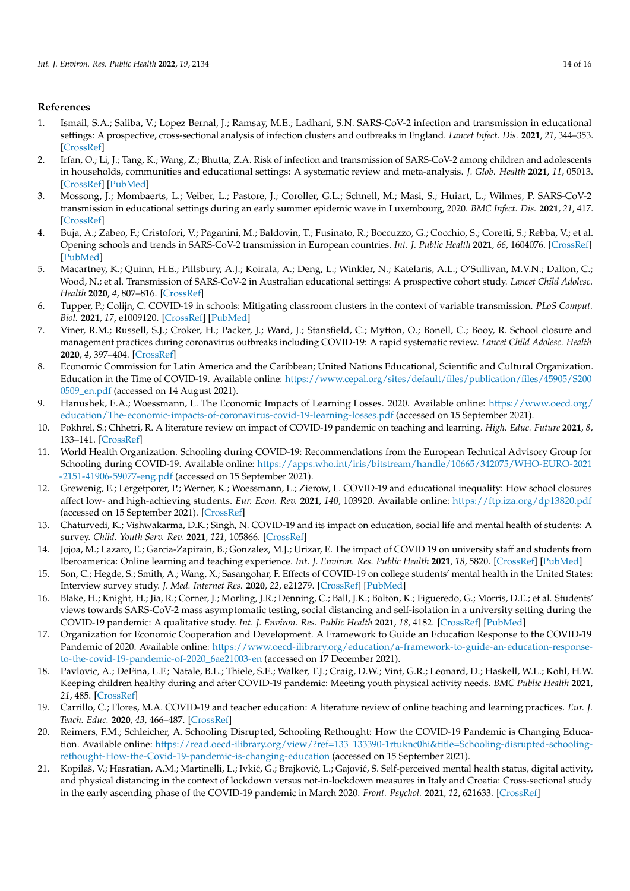## References

1. Ismail, S.A.; Saliba, V.; Lopez Bernal, J.; Ramsay, M.E.; Ladhani, S.N. SARS-CoV-2 infection and transmission in educational settings: A prospective, cross-sectional analysis of infection clusters and outbreaks in England. *Lancet Infect. Dis.* **2021**, *21*, 344–353. [CrossRef]
2. Irfan, O.; Li, J.; Tang, K.; Wang, Z.; Bhutta, Z.A. Risk of infection and transmission of SARS-CoV-2 among children and adolescents in households, communities and educational settings: A systematic review and meta-analysis. *J. Glob. Health* **2021**, *11*, 05013. [CrossRef] [PubMed]
3. Mossong, J.; Mombaerts, L.; Veiber, L.; Pastore, J.; Coroller, G.L.; Schnell, M.; Masi, S.; Huiart, L.; Wilmes, P. SARS-CoV-2 transmission in educational settings during an early summer epidemic wave in Luxembourg, 2020. *BMC Infect. Dis.* **2021**, *21*, 417. [CrossRef]
4. Buja, A.; Zabeo, F.; Cristofori, V.; Paganini, M.; Baldovin, T.; Fusinato, R.; Boccuzzo, G.; Cocchio, S.; Coretti, S.; Rebba, V.; et al. Opening schools and trends in SARS-CoV-2 transmission in European countries. *Int. J. Public Health* **2021**, *66*, 1604076. [CrossRef] [PubMed]
5. Macartney, K.; Quinn, H.E.; Pillsbury, A.J.; Koirala, A.; Deng, L.; Winkler, N.; Katelaris, A.L.; O'Sullivan, M.V.N.; Dalton, C.; Wood, N.; et al. Transmission of SARS-CoV-2 in Australian educational settings: A prospective cohort study. *Lancet Child Adolesc. Health* **2020**, *4*, 807–816. [CrossRef]
6. Tupper, P.; Colijn, C. COVID-19 in schools: Mitigating classroom clusters in the context of variable transmission. *PLoS Comput. Biol.* **2021**, *17*, e1009120. [CrossRef] [PubMed]
7. Viner, R.M.; Russell, S.J.; Croker, H.; Packer, J.; Ward, J.; Stansfield, C.; Mytton, O.; Bonell, C.; Booy, R. School closure and management practices during coronavirus outbreaks including COVID-19: A rapid systematic review. *Lancet Child Adolesc. Health* **2020**, *4*, 397–404. [CrossRef]
8. Economic Commission for Latin America and the Caribbean; United Nations Educational, Scientific and Cultural Organization. Education in the Time of COVID-19. Available online: https://www.cepal.org/sites/default/files/publication/files/45905/S2000509_en.pdf (accessed on 14 August 2021).
9. Hanushek, E.A.; Woessmann, L. The Economic Impacts of Learning Losses. 2020. Available online: https://www.oecd.org/education/The-economic-impacts-of-coronavirus-covid-19-learning-losses.pdf (accessed on 15 September 2021).
10. Pokhrel, S.; Chhetri, R. A literature review on impact of COVID-19 pandemic on teaching and learning. *High. Educ. Future* **2021**, *8*, 133–141. [CrossRef]
11. World Health Organization. Schooling during COVID-19: Recommendations from the European Technical Advisory Group for Schooling during COVID-19. Available online: https://apps.who.int/iris/bitstream/handle/10665/342075/WHO-EURO-2021-2151-41906-59077-eng.pdf (accessed on 15 September 2021).
12. Grewenig, E.; Lergetporer, P.; Werner, K.; Woessmann, L.; Zierow, L. COVID-19 and educational inequality: How school closures affect low- and high-achieving students. *Eur. Econ. Rev.* **2021**, *140*, 103920. Available online: https://ftp.iza.org/dp13820.pdf (accessed on 15 September 2021). [CrossRef]
13. Chaturvedi, K.; Vishwakarma, D.K.; Singh, N. COVID-19 and its impact on education, social life and mental health of students: A survey. *Child. Youth Serv. Rev.* **2021**, *121*, 105866. [CrossRef]
14. Jojoa, M.; Lazaro, E.; Garcia-Zapirain, B.; Gonzalez, M.J.; Urizar, E. The impact of COVID 19 on university staff and students from Iberoamerica: Online learning and teaching experience. *Int. J. Environ. Res. Public Health* **2021**, *18*, 5820. [CrossRef] [PubMed]
15. Son, C.; Hegde, S.; Smith, A.; Wang, X.; Sasangohar, F. Effects of COVID-19 on college students' mental health in the United States: Interview survey study. *J. Med. Internet Res.* **2020**, *22*, e21279. [CrossRef] [PubMed]
16. Blake, H.; Knight, H.; Jia, R.; Corner, J.; Morling, J.R.; Denning, C.; Ball, J.K.; Bolton, K.; Figueredo, G.; Morris, D.E.; et al. Students' views towards SARS-CoV-2 mass asymptomatic testing, social distancing and self-isolation in a university setting during the COVID-19 pandemic: A qualitative study. *Int. J. Environ. Res. Public Health* **2021**, *18*, 4182. [CrossRef] [PubMed]
17. Organization for Economic Cooperation and Development. A Framework to Guide an Education Response to the COVID-19 Pandemic of 2020. Available online: https://www.oecd-ilibrary.org/education/a-framework-to-guide-an-education-response-to-the-covid-19-pandemic-of-2020_6ae21003-en (accessed on 17 December 2021).
18. Pavlovic, A.; DeFina, L.F.; Natale, B.L.; Thiele, S.E.; Walker, T.J.; Craig, D.W.; Vint, G.R.; Leonard, D.; Haskell, W.L.; Kohl, H.W. Keeping children healthy during and after COVID-19 pandemic: Meeting youth physical activity needs. *BMC Public Health* **2021**, *21*, 485. [CrossRef]
19. Carrillo, C.; Flores, M.A. COVID-19 and teacher education: A literature review of online teaching and learning practices. *Eur. J. Teach. Educ.* **2020**, *43*, 466–487. [CrossRef]
20. Reimers, F.M.; Schleicher, A. Schooling Disrupted, Schooling Rethought: How the COVID-19 Pandemic is Changing Education. Available online: https://read.oecd-ilibrary.org/view/?ref=133_133390-1rtuknc0hi&title=Schooling-disrupted-schooling-rethought-How-the-Covid-19-pandemic-is-changing-education (accessed on 15 September 2021).
21. Kopilaš, V.; Hasratian, A.M.; Martinelli, L.; Ivkić, G.; Brajković, L.; Gajović, S. Self-perceived mental health status, digital activity, and physical distancing in the context of lockdown versus not-in-lockdown measures in Italy and Croatia: Cross-sectional study in the early ascending phase of the COVID-19 pandemic in March 2020. *Front. Psychol.* **2021**, *12*, 621633. [CrossRef]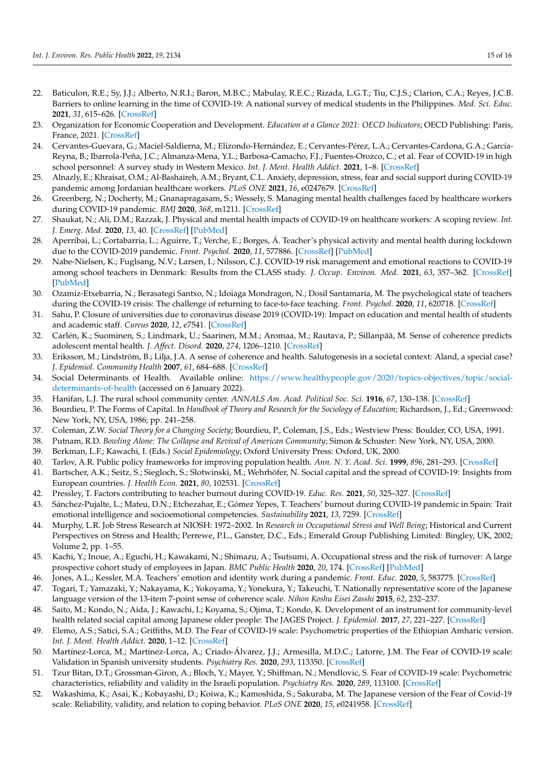22. Baticulon, R.E.; Sy, J.J.; Alberto, N.R.I.; Baron, M.B.C.; Mabulay, R.E.C.; Rizada, L.G.T.; Tiu, C.J.S.; Clarion, C.A.; Reyes, J.C.B. Barriers to online learning in the time of COVID-19: A national survey of medical students in the Philippines. *Med. Sci. Educ.* **2021**, *31*, 615–626. [CrossRef]
23. Organization for Economic Cooperation and Development. *Education at a Glance 2021: OECD Indicators*; OECD Publishing: Paris, France, 2021. [CrossRef]
24. Cervantes-Guevara, G.; Maciel-Saldierna, M.; Elizondo-Hernández, E.; Cervantes-Pérez, L.A.; Cervantes-Cardona, G.A.; García-Reyna, B.; Ibarrola-Peña, J.C.; Almanza-Mena, Y.L.; Barbosa-Camacho, F.J.; Fuentes-Orozco, C.; et al. Fear of COVID-19 in high school personnel: A survey study in Western Mexico. *Int. J. Ment. Health Addict.* **2021**, 1–8. [CrossRef]
25. Alnazly, E.; Khraisat, O.M.; Al-Bashaireh, A.M.; Bryant, C.L. Anxiety, depression, stress, fear and social support during COVID-19 pandemic among Jordanian healthcare workers. *PLoS ONE* **2021**, *16*, e0247679. [CrossRef]
26. Greenberg, N.; Docherty, M.; Gnanapragasam, S.; Wessely, S. Managing mental health challenges faced by healthcare workers during COVID-19 pandemic. *BMJ* **2020**, *368*, m1211. [CrossRef]
27. Shaukat, N.; Ali, D.M.; Razzak, J. Physical and mental health impacts of COVID-19 on healthcare workers: A scoping review. *Int. J. Emerg. Med.* **2020**, *13*, 40. [CrossRef] [PubMed]
28. Aperribai, L.; Cortabarria, L.; Aguirre, T.; Verche, E.; Borges, Á. Teacher's physical activity and mental health during lockdown due to the COVID-2019 pandemic. *Front. Psychol.* **2020**, *11*, 577886. [CrossRef] [PubMed]
29. Nabe-Nielsen, K.; Fuglsang, N.V.; Larsen, I.; Nilsson, C.J. COVID-19 risk management and emotional reactions to COVID-19 among school teachers in Denmark: Results from the CLASS study. *J. Occup. Environ. Med.* **2021**, *63*, 357–362. [CrossRef] [PubMed]
30. Ozamiz-Etxebarria, N.; Berasategi Santxo, N.; Idoiaga Mondragon, N.; Dosil Santamaría, M. The psychological state of teachers during the COVID-19 crisis: The challenge of returning to face-to-face teaching. *Front. Psychol.* **2020**, *11*, 620718. [CrossRef]
31. Sahu, P. Closure of universities due to coronavirus disease 2019 (COVID-19): Impact on education and mental health of students and academic staff. *Cureus* **2020**, *12*, e7541. [CrossRef]
32. Carlén, K.; Suominen, S.; Lindmark, U.; Saarinen, M.M.; Aromaa, M.; Rautava, P.; Sillanpää, M. Sense of coherence predicts adolescent mental health. *J. Affect. Disord.* **2020**, *274*, 1206–1210. [CrossRef]
33. Eriksson, M.; Lindström, B.; Lilja, J.A. A sense of coherence and health. Salutogenesis in a societal context: Aland, a special case? *J. Epidemiol. Community Health* **2007**, *61*, 684–688. [CrossRef]
34. Social Determinants of Health. Available online: https://www.healthypeople.gov/2020/topics-objectives/topic/social-determinants-of-health (accessed on 6 January 2022).
35. Hanifan, L.J. The rural school community center. *ANNALS Am. Acad. Political Soc. Sci.* **1916**, *67*, 130–138. [CrossRef]
36. Bourdieu, P. The Forms of Capital. In *Handbook of Theory and Research for the Sociology of Education*; Richardson, J., Ed.; Greenwood: New York, NY, USA, 1986; pp. 241–258.
37. Coleman, Z.W. *Social Theory for a Changing Society*; Bourdieu, P., Coleman, J.S., Eds.; Westview Press: Boulder, CO, USA, 1991.
38. Putnam, R.D. *Bowling Alone: The Collapse and Revival of American Community*; Simon & Schuster: New York, NY, USA, 2000.
39. Berkman, L.F.; Kawachi, I. (Eds.) *Social Epidemiology*; Oxford University Press: Oxford, UK, 2000.
40. Tarlov, A.R. Public policy frameworks for improving population health. *Ann. N. Y. Acad. Sci.* **1999**, *896*, 281–293. [CrossRef]
41. Bartscher, A.K.; Seitz, S.; Siegloch, S.; Slotwinski, M.; Wehrhöfer, N. Social capital and the spread of COVID-19: Insights from European countries. *J. Health Econ.* **2021**, *80*, 102531. [CrossRef]
42. Pressley, T. Factors contributing to teacher burnout during COVID-19. *Educ. Res.* **2021**, *50*, 325–327. [CrossRef]
43. Sánchez-Pujalte, L.; Mateu, D.N.; Etchezahar, E.; Gómez Yepes, T. Teachers' burnout during COVID-19 pandemic in Spain: Trait emotional intelligence and socioemotional competencies. *Sustainability* **2021**, *13*, 7259. [CrossRef]
44. Murphy, L.R. Job Stress Research at NIOSH: 1972–2002. In *Research in Occupational Stress and Well Being*; Historical and Current Perspectives on Stress and Health; Perrewe, P.L., Ganster, D.C., Eds.; Emerald Group Publishing Limited: Bingley, UK, 2002; Volume 2, pp. 1–55.
45. Kachi, Y.; Inoue, A.; Eguchi, H.; Kawakami, N.; Shimazu, A.; Tsutsumi, A. Occupational stress and the risk of turnover: A large prospective cohort study of employees in Japan. *BMC Public Health* **2020**, *20*, 174. [CrossRef] [PubMed]
46. Jones, A.L.; Kessler, M.A. Teachers' emotion and identity work during a pandemic. *Front. Educ.* **2020**, *5*, 583775. [CrossRef]
47. Togari, T.; Yamazaki, Y.; Nakayama, K.; Yokoyama, Y.; Yonekura, Y.; Takeuchi, T. Nationally representative score of the Japanese language version of the 13-item 7-point sense of coherence scale. *Nihon Koshu Eisei Zasshi* **2015**, *62*, 232–237.
48. Saito, M.; Kondo, N.; Aida, J.; Kawachi, I.; Koyama, S.; Ojima, T.; Kondo, K. Development of an instrument for community-level health related social capital among Japanese older people: The JAGES Project. *J. Epidemiol.* **2017**, *27*, 221–227. [CrossRef]
49. Elemo, A.S.; Satici, S.A.; Griffiths, M.D. The Fear of COVID-19 scale: Psychometric properties of the Ethiopian Amharic version. *Int. J. Ment. Health Addict.* **2020**, 1–12. [CrossRef]
50. Martínez-Lorca, M.; Martínez-Lorca, A.; Criado-Álvarez, J.J.; Armesilla, M.D.C.; Latorre, J.M. The Fear of COVID-19 scale: Validation in Spanish university students. *Psychiatry Res.* **2020**, *293*, 113350. [CrossRef]
51. Tzur Bitan, D.T.; Grossman-Giron, A.; Bloch, Y.; Mayer, Y.; Shiffman, N.; Mendlovic, S. Fear of COVID-19 scale: Psychometric characteristics, reliability and validity in the Israeli population. *Psychiatry Res.* **2020**, *289*, 113100. [CrossRef]
52. Wakashima, K.; Asai, K.; Kobayashi, D.; Koiwa, K.; Kamoshida, S.; Sakuraba, M. The Japanese version of the Fear of Covid-19 scale: Reliability, validity, and relation to coping behavior. *PLoS ONE* **2020**, *15*, e0241958. [CrossRef]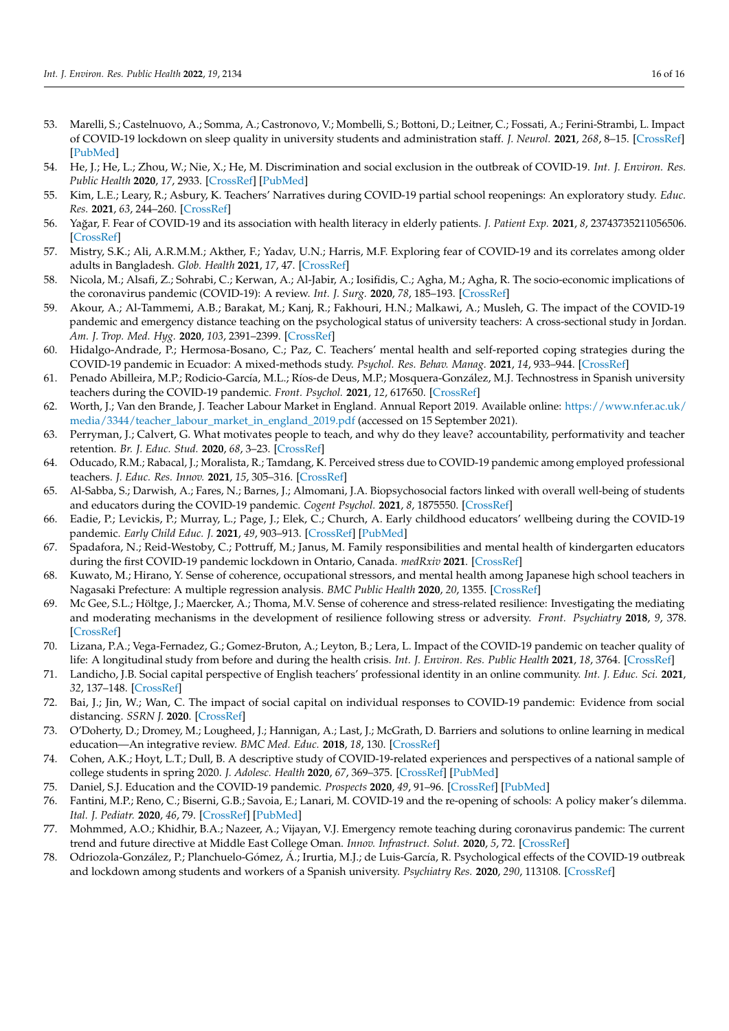53. Marelli, S.; Castelnuovo, A.; Somma, A.; Castronovo, V.; Mombelli, S.; Bottoni, D.; Leitner, C.; Fossati, A.; Ferini-Strambi, L. Impact of COVID-19 lockdown on sleep quality in university students and administration staff. *J. Neurol.* **2021**, *268*, 8–15. [CrossRef] [PubMed]
54. He, J.; He, L.; Zhou, W.; Nie, X.; He, M. Discrimination and social exclusion in the outbreak of COVID-19. *Int. J. Environ. Res. Public Health* **2020**, *17*, 2933. [CrossRef] [PubMed]
55. Kim, L.E.; Leary, R.; Asbury, K. Teachers' Narratives during COVID-19 partial school reopenings: An exploratory study. *Educ. Res.* **2021**, *63*, 244–260. [CrossRef]
56. Yağar, F. Fear of COVID-19 and its association with health literacy in elderly patients. *J. Patient Exp.* **2021**, *8*, 23743735211056506. [CrossRef]
57. Mistry, S.K.; Ali, A.R.M.M.; Akther, F.; Yadav, U.N.; Harris, M.F. Exploring fear of COVID-19 and its correlates among older adults in Bangladesh. *Glob. Health* **2021**, *17*, 47. [CrossRef]
58. Nicola, M.; Alsafi, Z.; Sohrabi, C.; Kerwan, A.; Al-Jabir, A.; Iosifidis, C.; Agha, M.; Agha, R. The socio-economic implications of the coronavirus pandemic (COVID-19): A review. *Int. J. Surg.* **2020**, *78*, 185–193. [CrossRef]
59. Akour, A.; Al-Tammemi, A.B.; Barakat, M.; Kanj, R.; Fakhouri, H.N.; Malkawi, A.; Musleh, G. The impact of the COVID-19 pandemic and emergency distance teaching on the psychological status of university teachers: A cross-sectional study in Jordan. *Am. J. Trop. Med. Hyg.* **2020**, *103*, 2391–2399. [CrossRef]
60. Hidalgo-Andrade, P.; Hermosa-Bosano, C.; Paz, C. Teachers' mental health and self-reported coping strategies during the COVID-19 pandemic in Ecuador: A mixed-methods study. *Psychol. Res. Behav. Manag.* **2021**, *14*, 933–944. [CrossRef]
61. Penado Abilleira, M.P.; Rodicio-García, M.L.; Ríos-de Deus, M.P.; Mosquera-González, M.J. Technostress in Spanish university teachers during the COVID-19 pandemic. *Front. Psychol.* **2021**, *12*, 617650. [CrossRef]
62. Worth, J.; Van den Brande, J. Teacher Labour Market in England. Annual Report 2019. Available online: https://www.nfer.ac.uk/media/3344/teacher_labour_market_in_england_2019.pdf (accessed on 15 September 2021).
63. Perryman, J.; Calvert, G. What motivates people to teach, and why do they leave? accountability, performativity and teacher retention. *Br. J. Educ. Stud.* **2020**, *68*, 3–23. [CrossRef]
64. Oducado, R.M.; Rabacal, J.; Moralista, R.; Tamdang, K. Perceived stress due to COVID-19 pandemic among employed professional teachers. *J. Educ. Res. Innov.* **2021**, *15*, 305–316. [CrossRef]
65. Al-Sabba, S.; Darwish, A.; Fares, N.; Barnes, J.; Almomani, J.A. Biopsychosocial factors linked with overall well-being of students and educators during the COVID-19 pandemic. *Cogent Psychol.* **2021**, *8*, 1875550. [CrossRef]
66. Eadie, P.; Levickis, P.; Murray, L.; Page, J.; Elek, C.; Church, A. Early childhood educators' wellbeing during the COVID-19 pandemic. *Early Child Educ. J.* **2021**, *49*, 903–913. [CrossRef] [PubMed]
67. Spadafora, N.; Reid-Westoby, C.; Pottruff, M.; Janus, M. Family responsibilities and mental health of kindergarten educators during the first COVID-19 pandemic lockdown in Ontario, Canada. *medRxiv* **2021**. [CrossRef]
68. Kuwato, M.; Hirano, Y. Sense of coherence, occupational stressors, and mental health among Japanese high school teachers in Nagasaki Prefecture: A multiple regression analysis. *BMC Public Health* **2020**, *20*, 1355. [CrossRef]
69. Mc Gee, S.L.; Höltge, J.; Maercker, A.; Thoma, M.V. Sense of coherence and stress-related resilience: Investigating the mediating and moderating mechanisms in the development of resilience following stress or adversity. *Front. Psychiatry* **2018**, *9*, 378. [CrossRef]
70. Lizana, P.A.; Vega-Fernadez, G.; Gomez-Bruton, A.; Leyton, B.; Lera, L. Impact of the COVID-19 pandemic on teacher quality of life: A longitudinal study from before and during the health crisis. *Int. J. Environ. Res. Public Health* **2021**, *18*, 3764. [CrossRef]
71. Landicho, J.B. Social capital perspective of English teachers' professional identity in an online community. *Int. J. Educ. Sci.* **2021**, *32*, 137–148. [CrossRef]
72. Bai, J.; Jin, W.; Wan, C. The impact of social capital on individual responses to COVID-19 pandemic: Evidence from social distancing. *SSRN J.* **2020**. [CrossRef]
73. O'Doherty, D.; Dromey, M.; Lougheed, J.; Hannigan, A.; Last, J.; McGrath, D. Barriers and solutions to online learning in medical education—An integrative review. *BMC Med. Educ.* **2018**, *18*, 130. [CrossRef]
74. Cohen, A.K.; Hoyt, L.T.; Dull, B. A descriptive study of COVID-19-related experiences and perspectives of a national sample of college students in spring 2020. *J. Adolesc. Health* **2020**, *67*, 369–375. [CrossRef] [PubMed]
75. Daniel, S.J. Education and the COVID-19 pandemic. *Prospects* **2020**, *49*, 91–96. [CrossRef] [PubMed]
76. Fantini, M.P.; Reno, C.; Biserni, G.B.; Savoia, E.; Lanari, M. COVID-19 and the re-opening of schools: A policy maker's dilemma. *Ital. J. Pediatr.* **2020**, *46*, 79. [CrossRef] [PubMed]
77. Mohmmed, A.O.; Khidhir, B.A.; Nazeer, A.; Vijayan, V.J. Emergency remote teaching during coronavirus pandemic: The current trend and future directive at Middle East College Oman. *Innov. Infrastruct. Solut.* **2020**, *5*, 72. [CrossRef]
78. Odriozola-González, P.; Planchuelo-Gómez, Á.; Irurtia, M.J.; de Luis-García, R. Psychological effects of the COVID-19 outbreak and lockdown among students and workers of a Spanish university. *Psychiatry Res.* **2020**, *290*, 113108. [CrossRef]